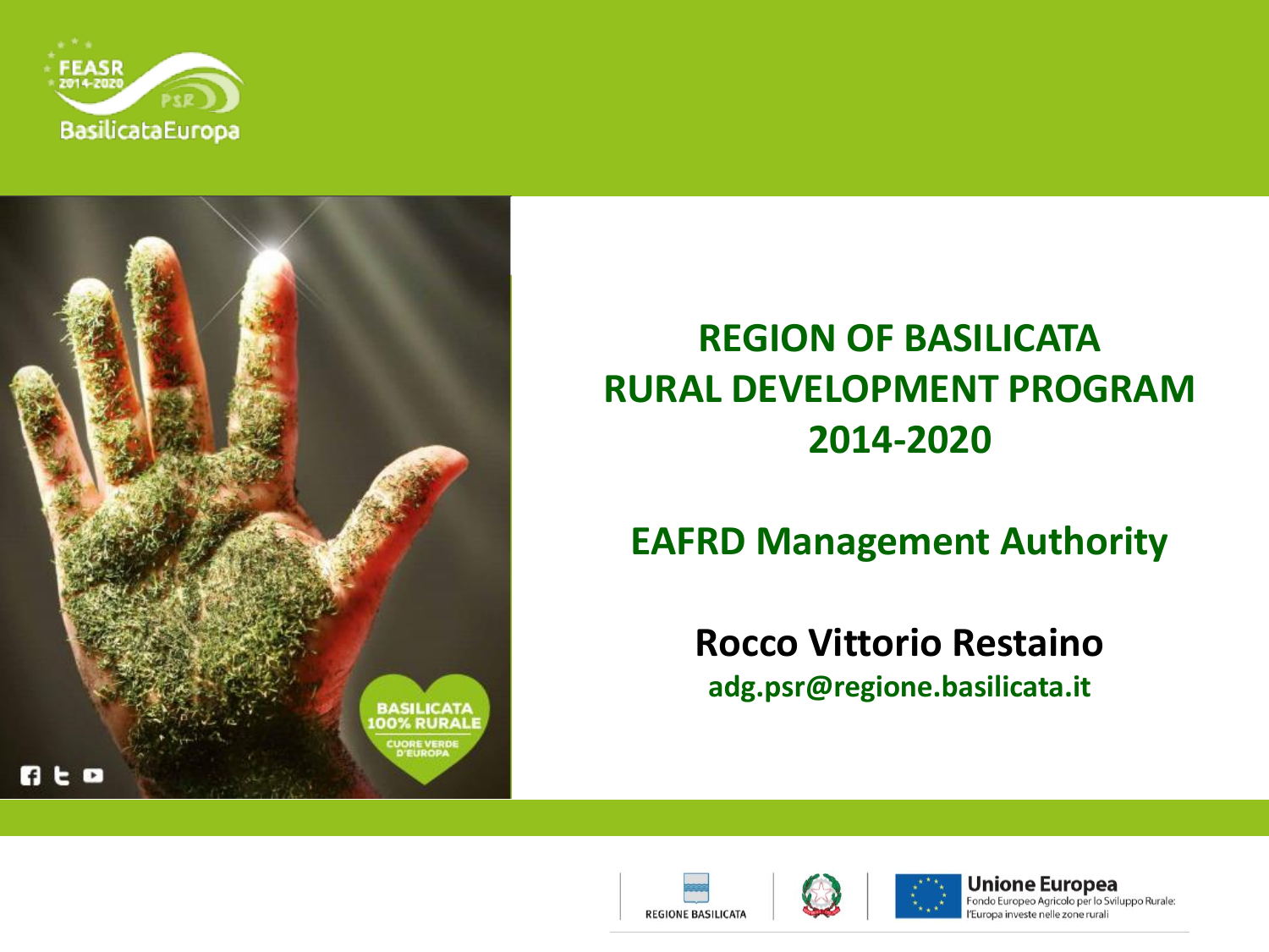# REGION OF BASILICATA RURAL DEVELOPMENT PROGRAM 2014-2020

## EAFRD Management Authority

**Rocco Vittorio Restaino**

**adg.psr@regione.basilicata.it**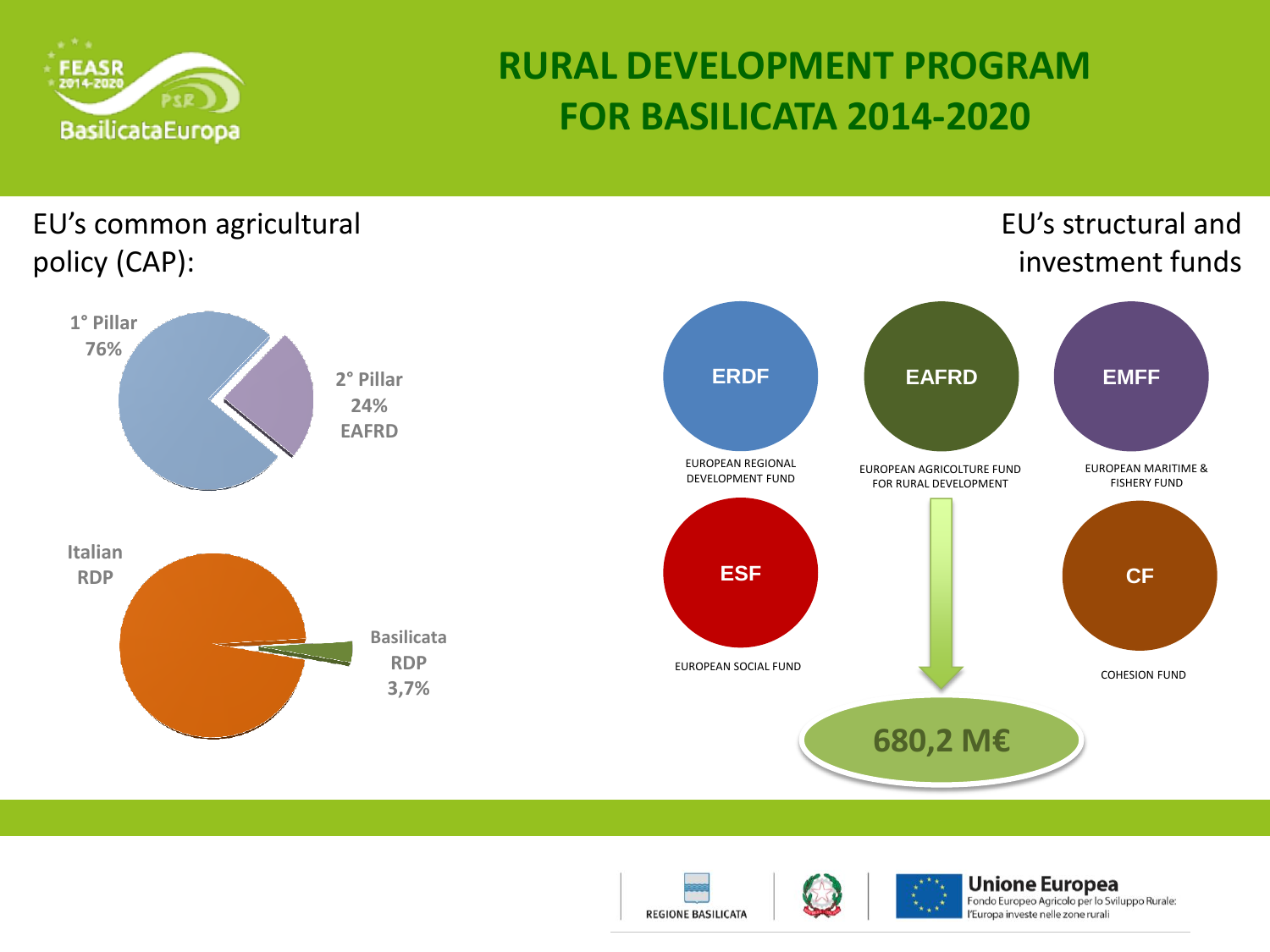# RURAL DEVELOPMENT PROGRAM FOR BASILICATA 2014-2020

EU's common agricultural policy (CAP):

1° Pillar 76%

2° Pillar 24% EAFRD

Italian RDP

Basilicata RDP 3,7%

EU's structural and investment funds

**ERDF** — EUROPEAN REGIONAL DEVELOPMENT FUND

**EAFRD** — EUROPEAN AGRICOLTURE FUND FOR RURAL DEVELOPMENT

**EMFF** — EUROPEAN MARITIME & FISHERY FUND

**ESF** — EUROPEAN SOCIAL FUND

**CF** — COHESION FUND

**680,2 M€**

REGIONE BASILICATA

**Unione Europea**
Fondo Europeo Agricolo per lo Sviluppo Rurale: l'Europa investe nelle zone rurali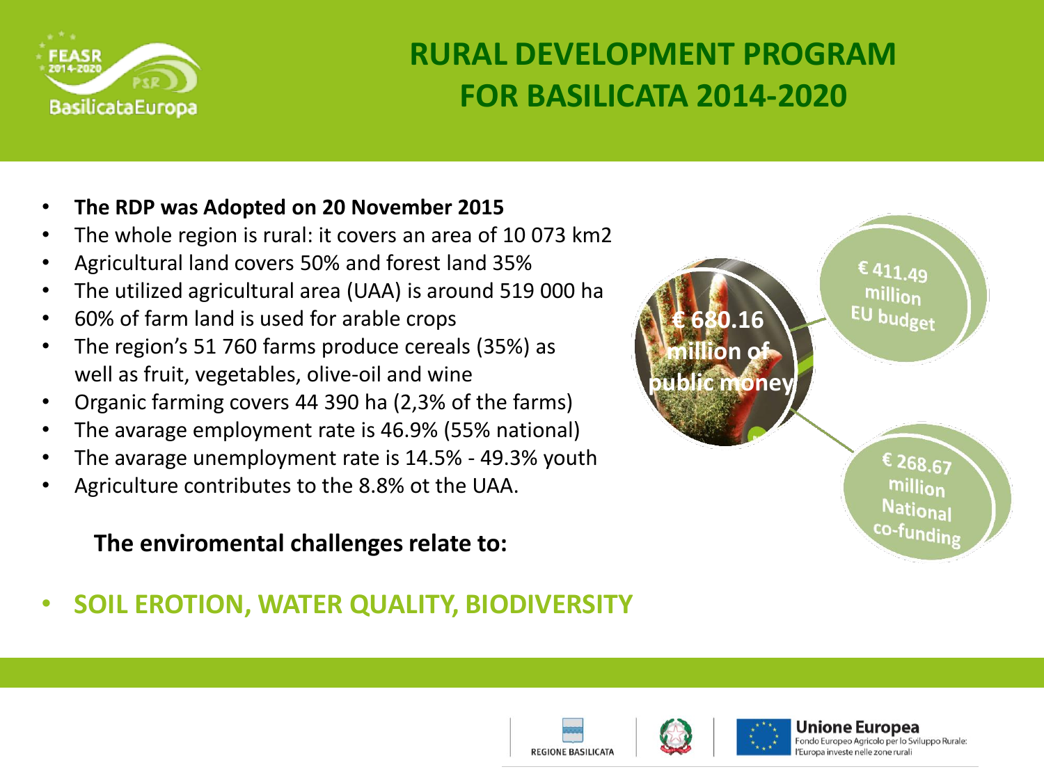# RURAL DEVELOPMENT PROGRAM FOR BASILICATA 2014-2020

- **The RDP was Adopted on 20 November 2015**
- The whole region is rural: it covers an area of 10 073 km2
- Agricultural land covers 50% and forest land 35%
- The utilized agricultural area (UAA) is around 519 000 ha
- 60% of farm land is used for arable crops
- The region's 51 760 farms produce cereals (35%) as well as fruit, vegetables, olive-oil and wine
- Organic farming covers 44 390 ha (2,3% of the farms)
- The avarage employment rate is 46.9% (55% national)
- The avarage unemployment rate is 14.5% - 49.3% youth
- Agriculture contributes to the 8.8% ot the UAA.

**The enviromental challenges relate to:**

- **SOIL EROTION, WATER QUALITY, BIODIVERSITY**

€ 680.16 million of public money

€ 411.49 million EU budget

€ 268.67 million National co-funding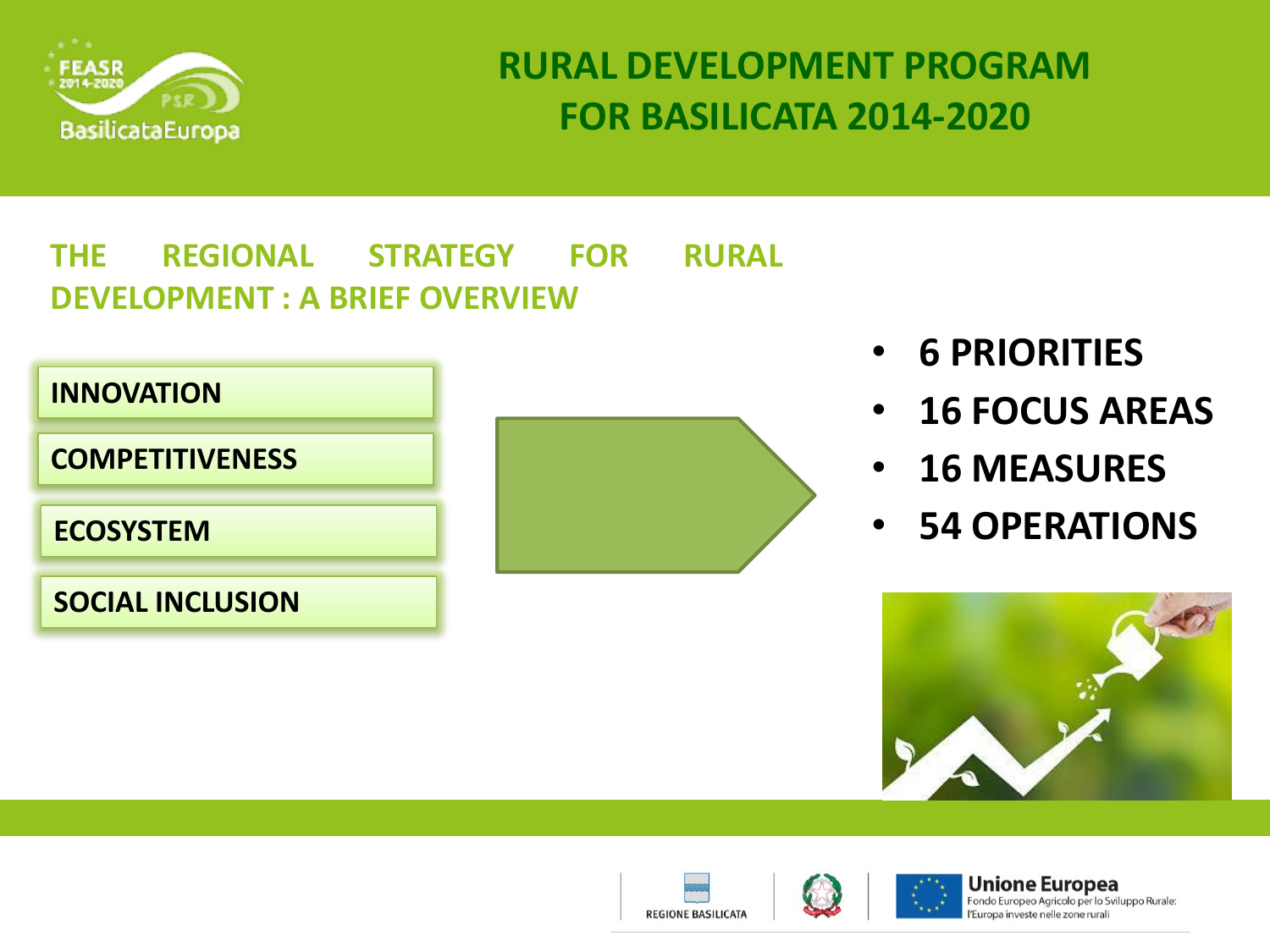# RURAL DEVELOPMENT PROGRAM FOR BASILICATA 2014-2020

## THE REGIONAL STRATEGY FOR RURAL DEVELOPMENT : A BRIEF OVERVIEW

**INNOVATION**

**COMPETITIVENESS**

**ECOSYSTEM**

**SOCIAL INCLUSION**

- **6 PRIORITIES**
- **16 FOCUS AREAS**
- **16 MEASURES**
- **54 OPERATIONS**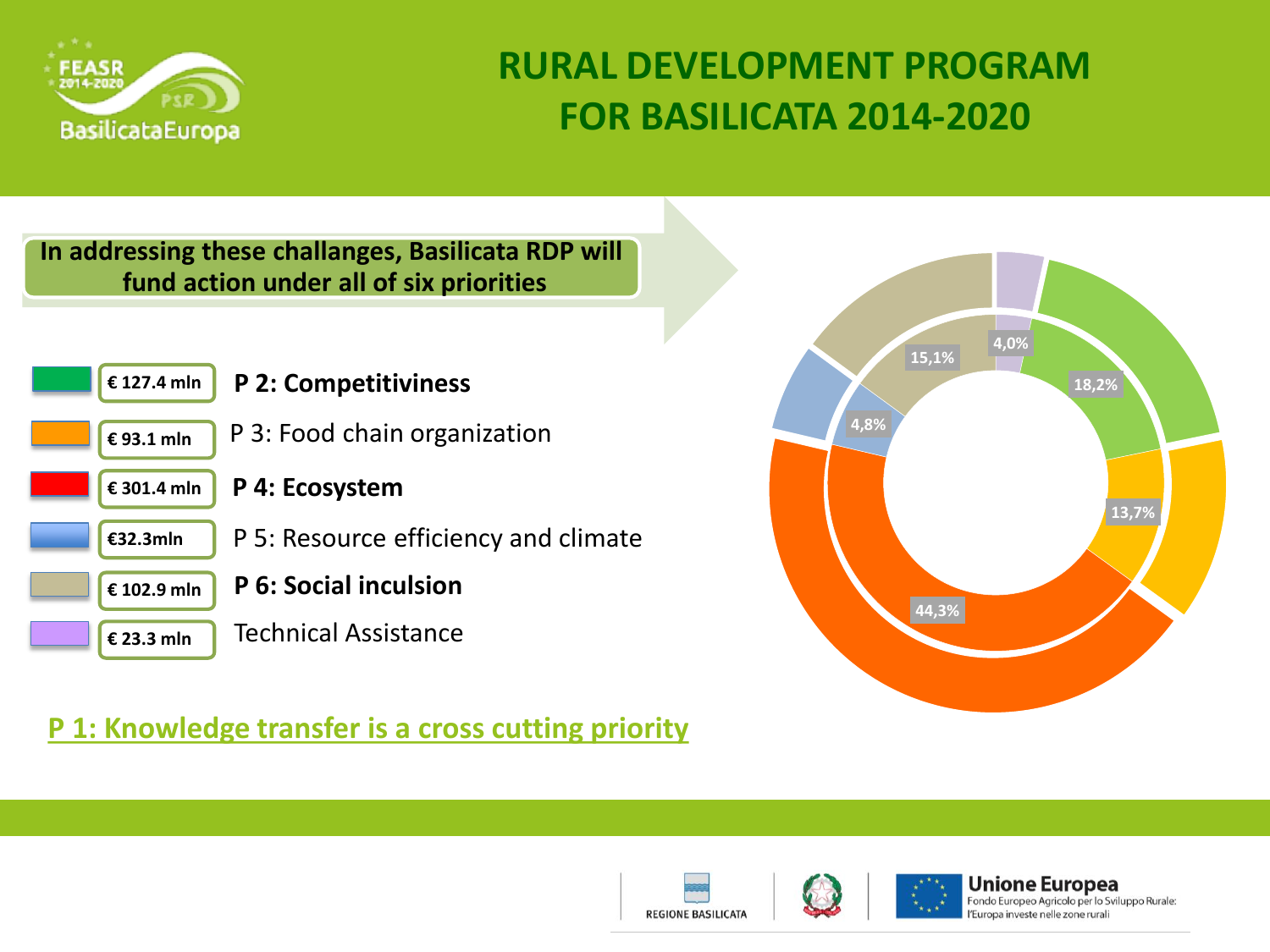# RURAL DEVELOPMENT PROGRAM FOR BASILICATA 2014-2020

**In addressing these challanges, Basilicata RDP will fund action under all of six priorities**

| Amount | Priority |
|---|---|
| € 127.4 mln | **P 2: Competitiviness** |
| € 93.1 mln | P 3: Food chain organization |
| € 301.4 mln | **P 4: Ecosystem** |
| €32.3mln | P 5: Resource efficiency and climate |
| € 102.9 mln | **P 6: Social inculsion** |
| € 23.3 mln | Technical Assistance |

18,2%
13,7%
44,3%
4,8%
15,1%
4,0%

**P 1: Knowledge transfer is a cross cutting priority**

REGIONE BASILICATA

**Unione Europea**
Fondo Europeo Agricolo per lo Sviluppo Rurale: l'Europa investe nelle zone rurali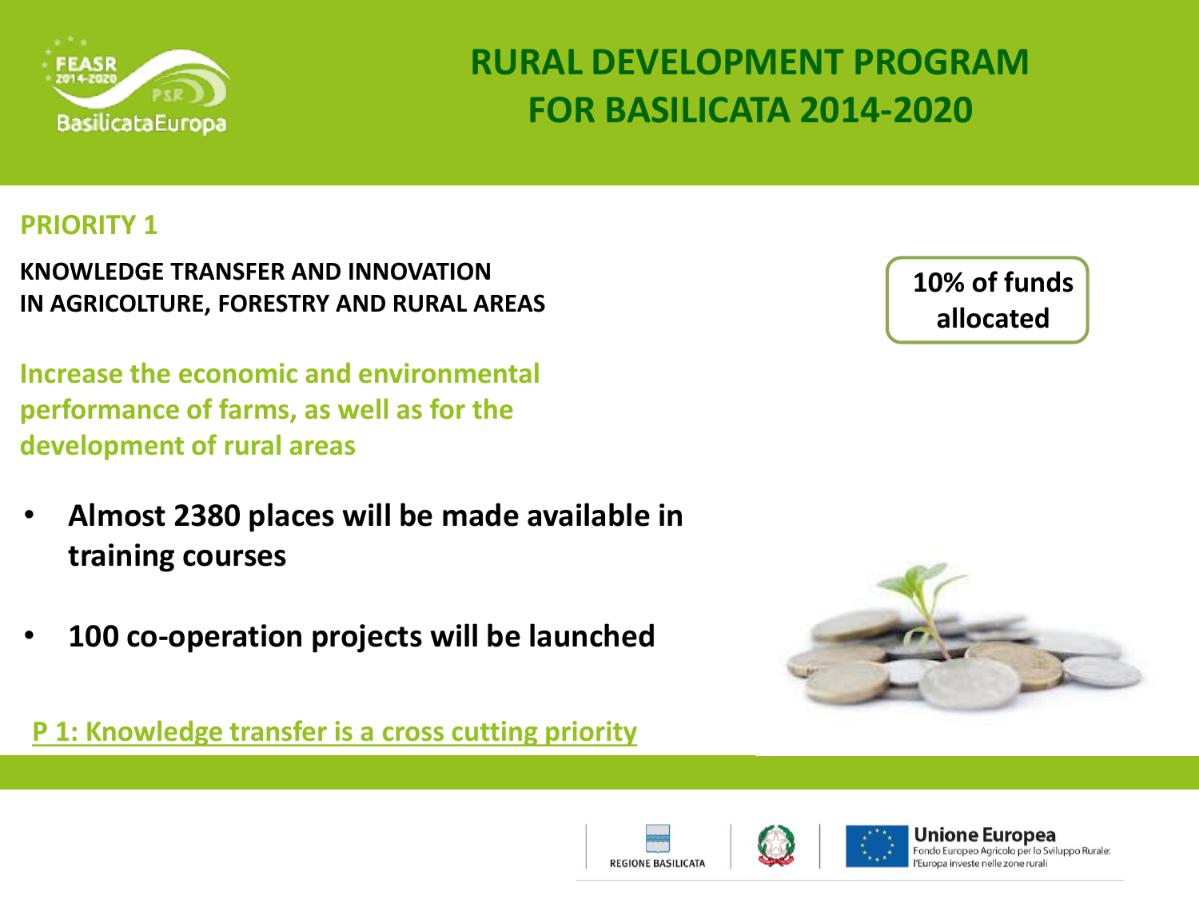# RURAL DEVELOPMENT PROGRAM FOR BASILICATA 2014-2020

## PRIORITY 1

**KNOWLEDGE TRANSFER AND INNOVATION IN AGRICOLTURE, FORESTRY AND RURAL AREAS**

**10% of funds allocated**

**Increase the economic and environmental performance of farms, as well as for the development of rural areas**

- **Almost 2380 places will be made available in training courses**
- **100 co-operation projects will be launched**

**P 1: Knowledge transfer is a cross cutting priority**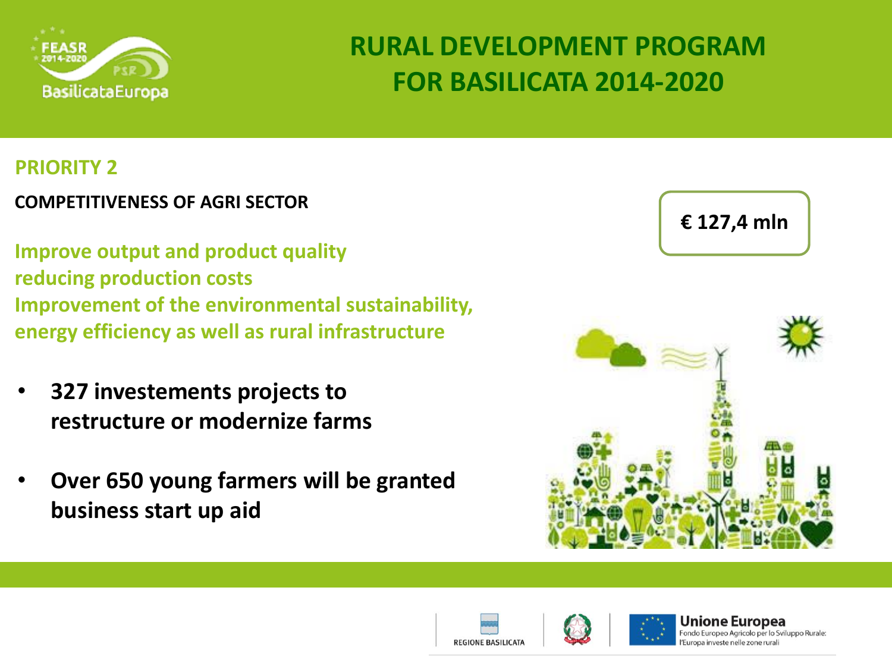# RURAL DEVELOPMENT PROGRAM FOR BASILICATA 2014-2020

## PRIORITY 2

**COMPETITIVENESS OF AGRI SECTOR**

**€ 127,4 mln**

**Improve output and product quality**
**reducing production costs**
**Improvement of the environmental sustainability, energy efficiency as well as rural infrastructure**

- **327 investements projects to restructure or modernize farms**
- **Over 650 young farmers will be granted business start up aid**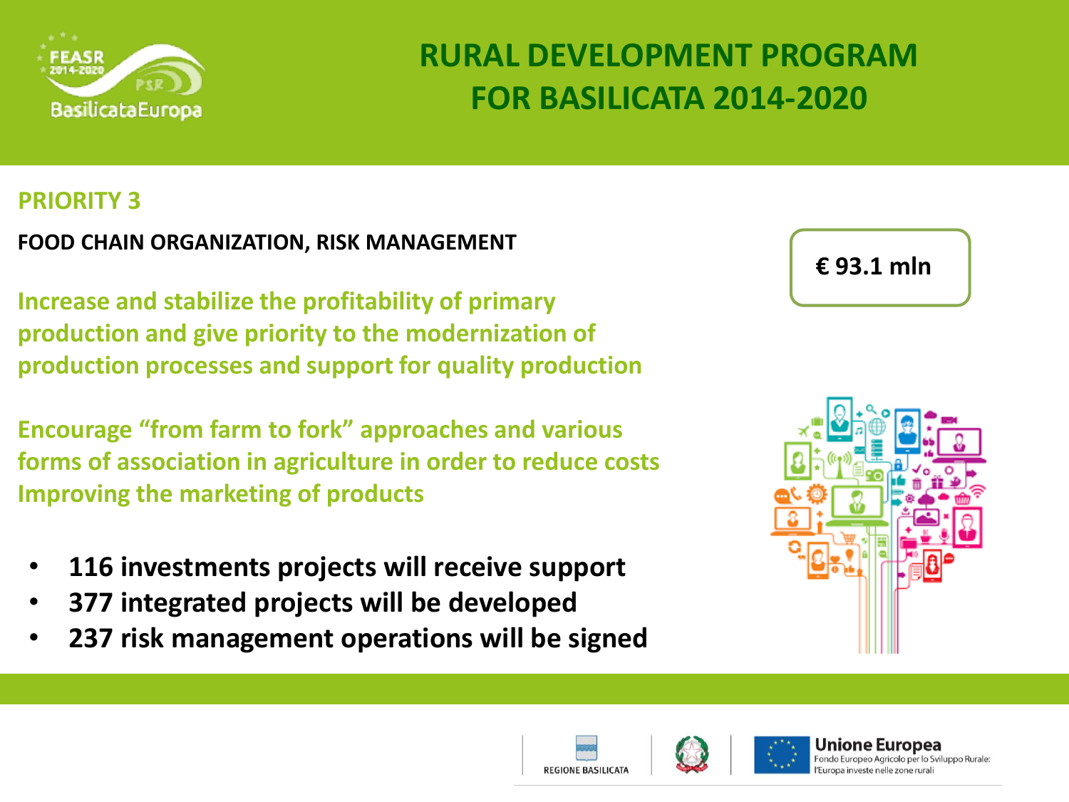# RURAL DEVELOPMENT PROGRAM FOR BASILICATA 2014-2020

## PRIORITY 3

**FOOD CHAIN ORGANIZATION, RISK MANAGEMENT**

**€ 93.1 mln**

**Increase and stabilize the profitability of primary production and give priority to the modernization of production processes and support for quality production**

**Encourage "from farm to fork" approaches and various forms of association in agriculture in order to reduce costs Improving the marketing of products**

- **116 investments projects will receive support**
- **377 integrated projects will be developed**
- **237 risk management operations will be signed**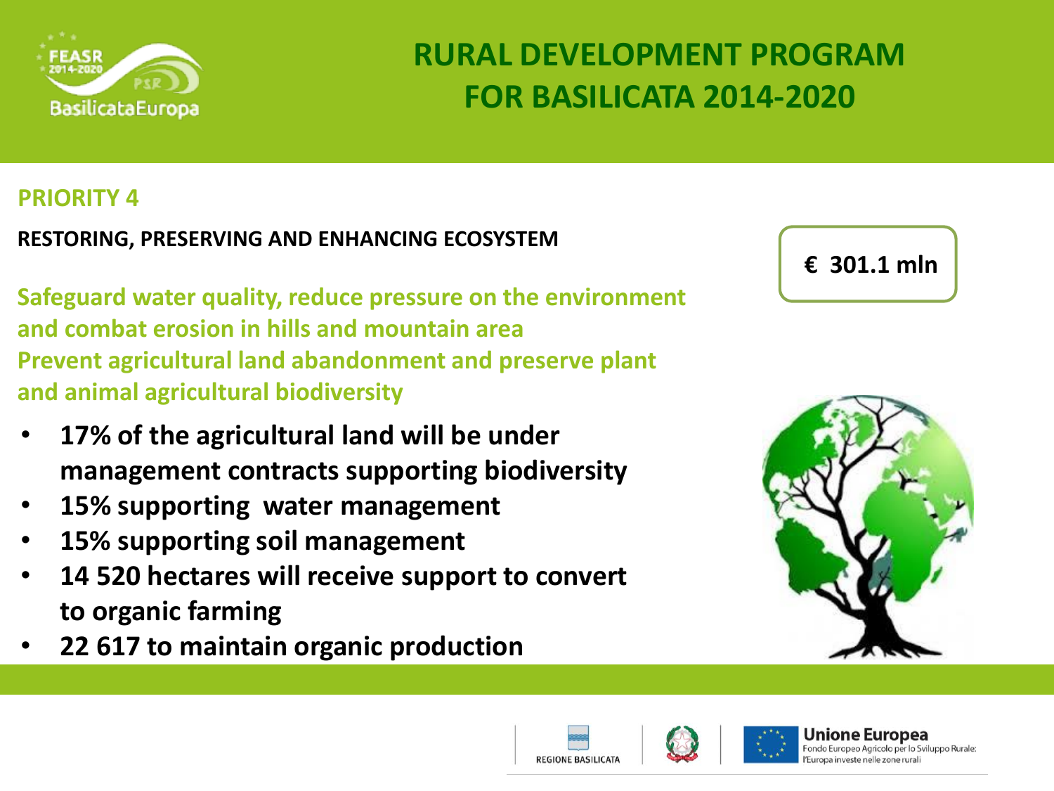# RURAL DEVELOPMENT PROGRAM FOR BASILICATA 2014-2020

## PRIORITY 4

**RESTORING, PRESERVING AND ENHANCING ECOSYSTEM**

**€ 301.1 mln**

**Safeguard water quality, reduce pressure on the environment and combat erosion in hills and mountain area**
**Prevent agricultural land abandonment and preserve plant and animal agricultural biodiversity**

- **17% of the agricultural land will be under management contracts supporting biodiversity**
- **15% supporting water management**
- **15% supporting soil management**
- **14 520 hectares will receive support to convert to organic farming**
- **22 617 to maintain organic production**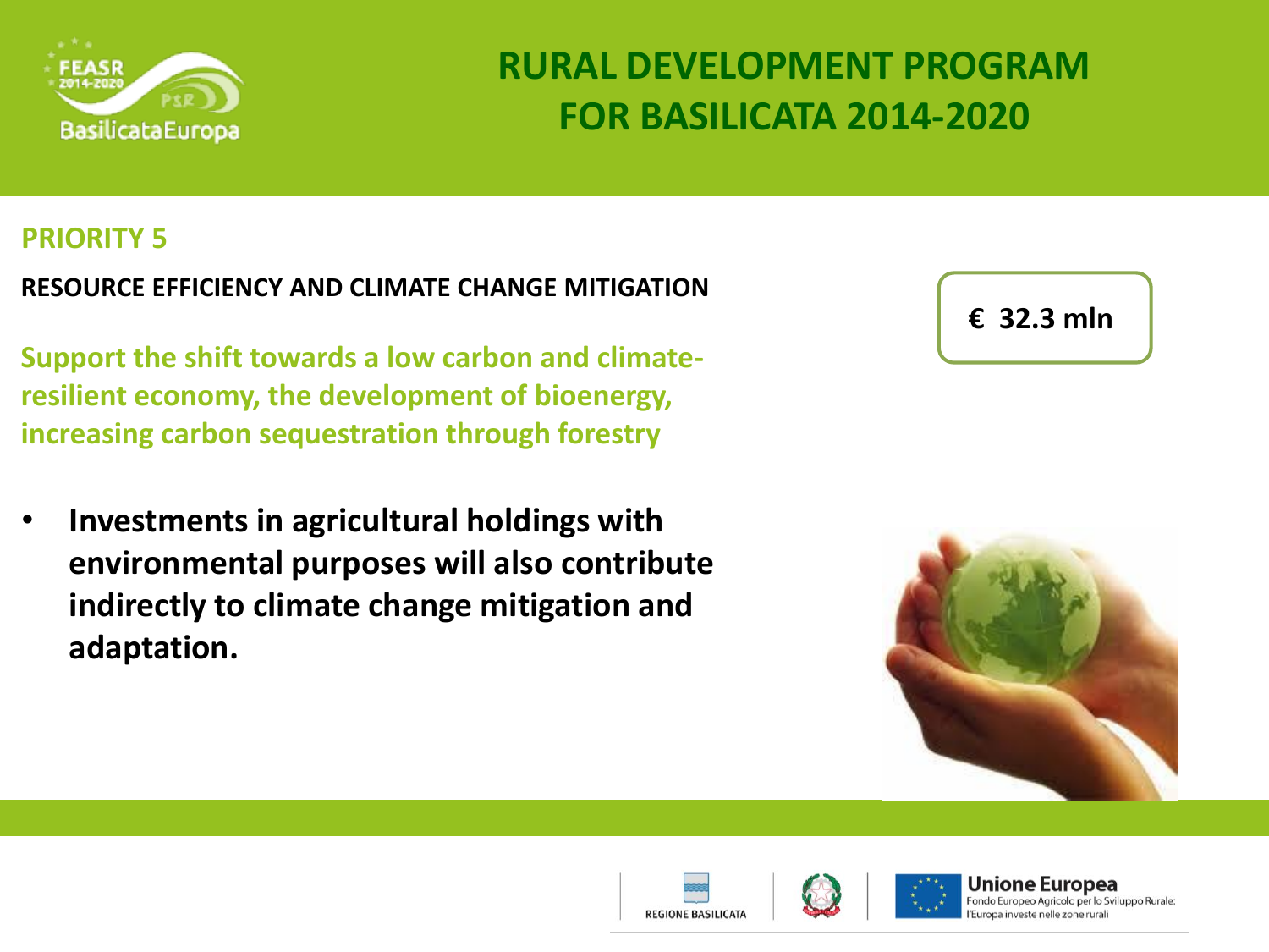# RURAL DEVELOPMENT PROGRAM FOR BASILICATA 2014-2020

## PRIORITY 5

**RESOURCE EFFICIENCY AND CLIMATE CHANGE MITIGATION**

**€ 32.3 mln**

**Support the shift towards a low carbon and climate-resilient economy, the development of bioenergy, increasing carbon sequestration through forestry**

- **Investments in agricultural holdings with environmental purposes will also contribute indirectly to climate change mitigation and adaptation.**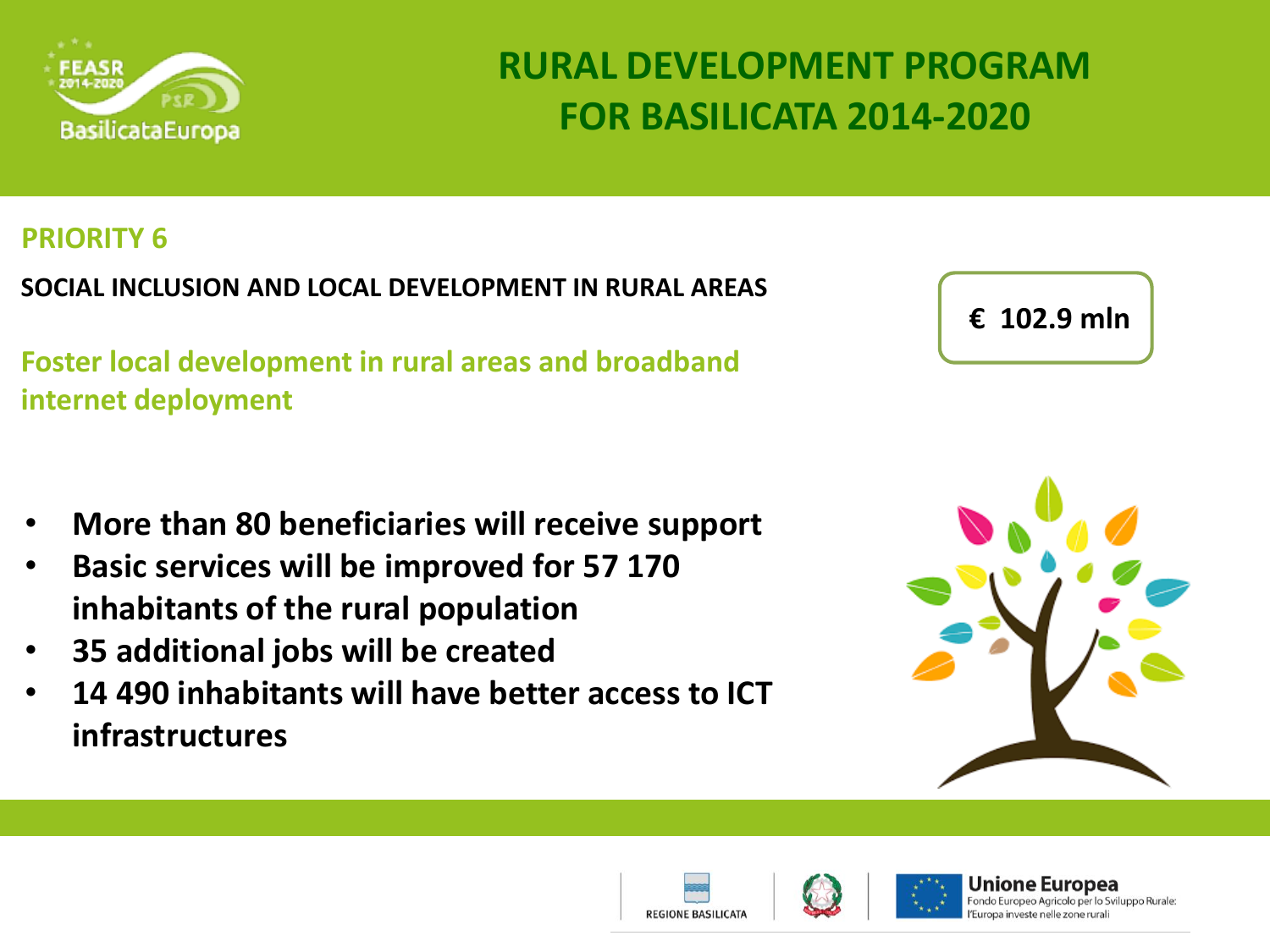# RURAL DEVELOPMENT PROGRAM FOR BASILICATA 2014-2020

## PRIORITY 6

**SOCIAL INCLUSION AND LOCAL DEVELOPMENT IN RURAL AREAS**

**€ 102.9 mln**

**Foster local development in rural areas and broadband internet deployment**

- **More than 80 beneficiaries will receive support**
- **Basic services will be improved for 57 170 inhabitants of the rural population**
- **35 additional jobs will be created**
- **14 490 inhabitants will have better access to ICT infrastructures**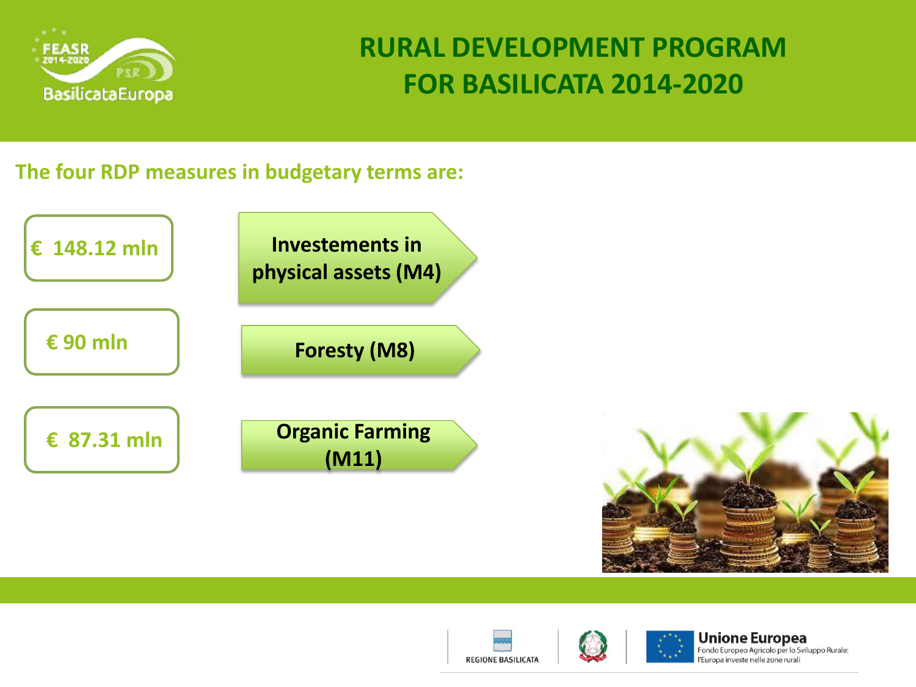# RURAL DEVELOPMENT PROGRAM FOR BASILICATA 2014-2020

## The four RDP measures in budgetary terms are:

- € 148.12 mln — **Investements in physical assets (M4)**
- € 90 mln — **Foresty (M8)**
- € 87.31 mln — **Organic Farming (M11)**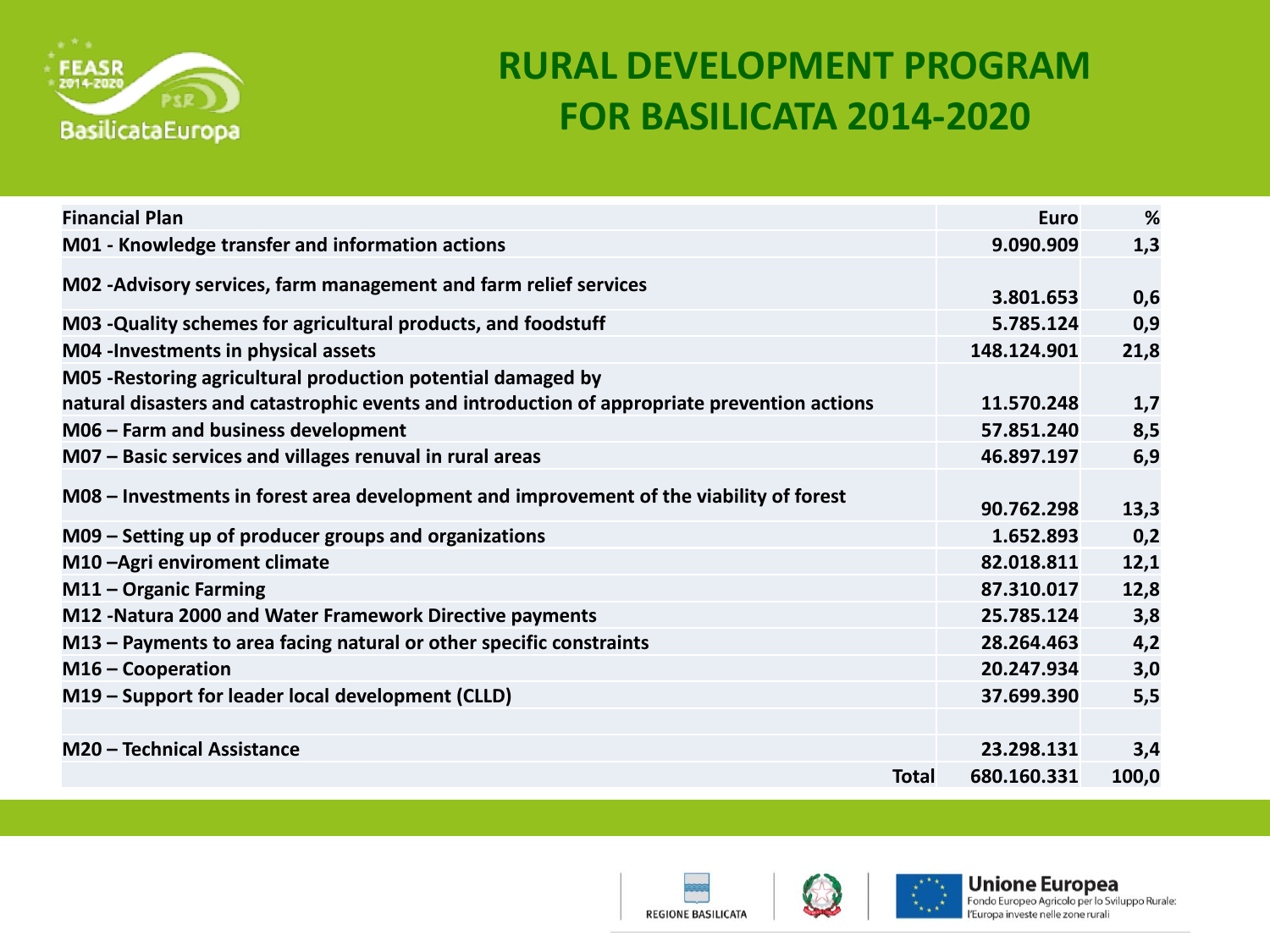# RURAL DEVELOPMENT PROGRAM FOR BASILICATA 2014-2020

| Financial Plan | Euro | % |
|---|---|---|
| M01 - Knowledge transfer and information actions | 9.090.909 | 1,3 |
| M02 -Advisory services, farm management and farm relief services | 3.801.653 | 0,6 |
| M03 -Quality schemes for agricultural products, and foodstuff | 5.785.124 | 0,9 |
| M04 -Investments in physical assets | 148.124.901 | 21,8 |
| M05 -Restoring agricultural production potential damaged by natural disasters and catastrophic events and introduction of appropriate prevention actions | 11.570.248 | 1,7 |
| M06 – Farm and business development | 57.851.240 | 8,5 |
| M07 – Basic services and villages renuval in rural areas | 46.897.197 | 6,9 |
| M08 – Investments in forest area development and improvement of the viability of forest | 90.762.298 | 13,3 |
| M09 – Setting up of producer groups and organizations | 1.652.893 | 0,2 |
| M10 –Agri enviroment climate | 82.018.811 | 12,1 |
| M11 – Organic Farming | 87.310.017 | 12,8 |
| M12 -Natura 2000 and Water Framework Directive payments | 25.785.124 | 3,8 |
| M13 – Payments to area facing natural or other specific constraints | 28.264.463 | 4,2 |
| M16 – Cooperation | 20.247.934 | 3,0 |
| M19 – Support for leader local development (CLLD) | 37.699.390 | 5,5 |
| | | |
| M20 – Technical Assistance | 23.298.131 | 3,4 |
| Total | 680.160.331 | 100,0 |

REGIONE BASILICATA

**Unione Europea**
Fondo Europeo Agricolo per lo Sviluppo Rurale: l'Europa investe nelle zone rurali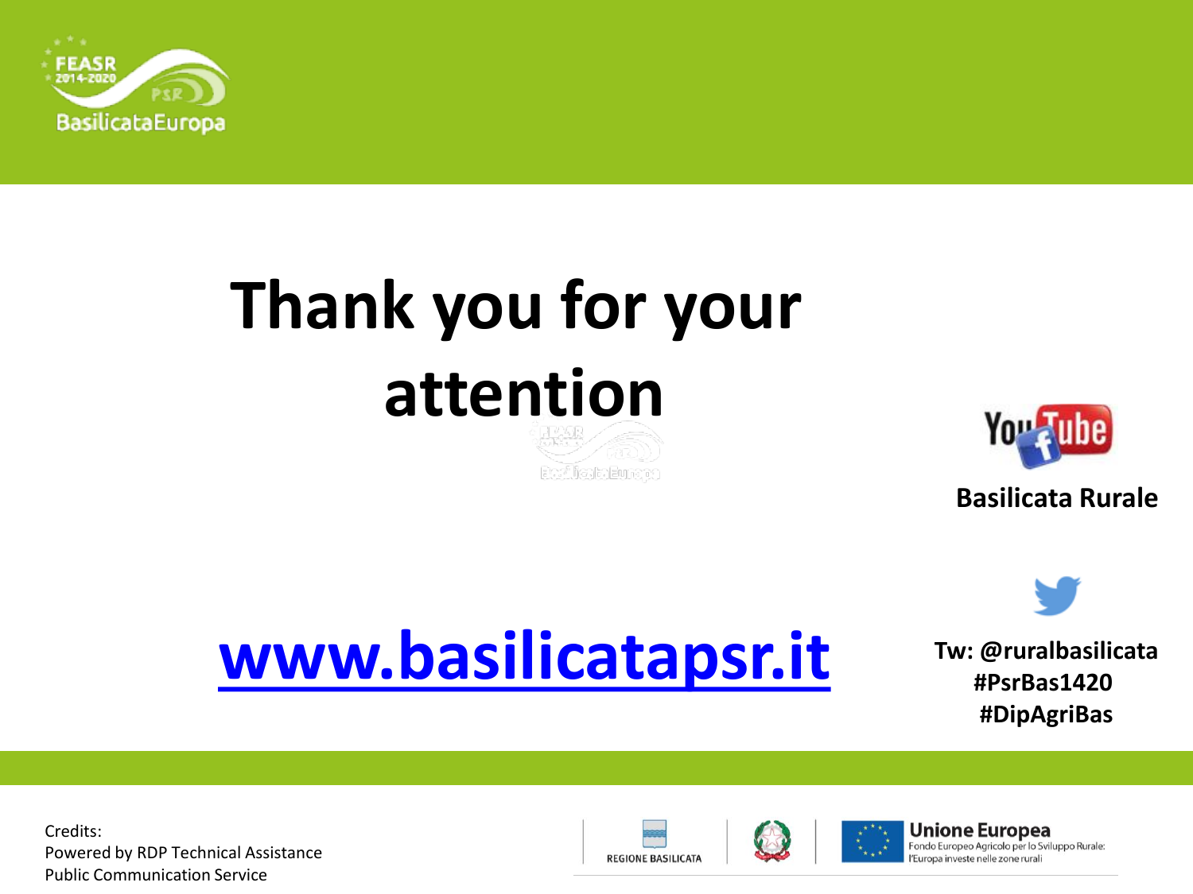# Thank you for your attention

Basilicata Rurale

**www.basilicatapsr.it**

**Tw: @ruralbasilicata**
**#PsrBas1420**
**#DipAgriBas**

Credits:
Powered by RDP Technical Assistance
Public Communication Service

REGIONE BASILICATA

**Unione Europea**
Fondo Europeo Agricolo per lo Sviluppo Rurale: l'Europa investe nelle zone rurali